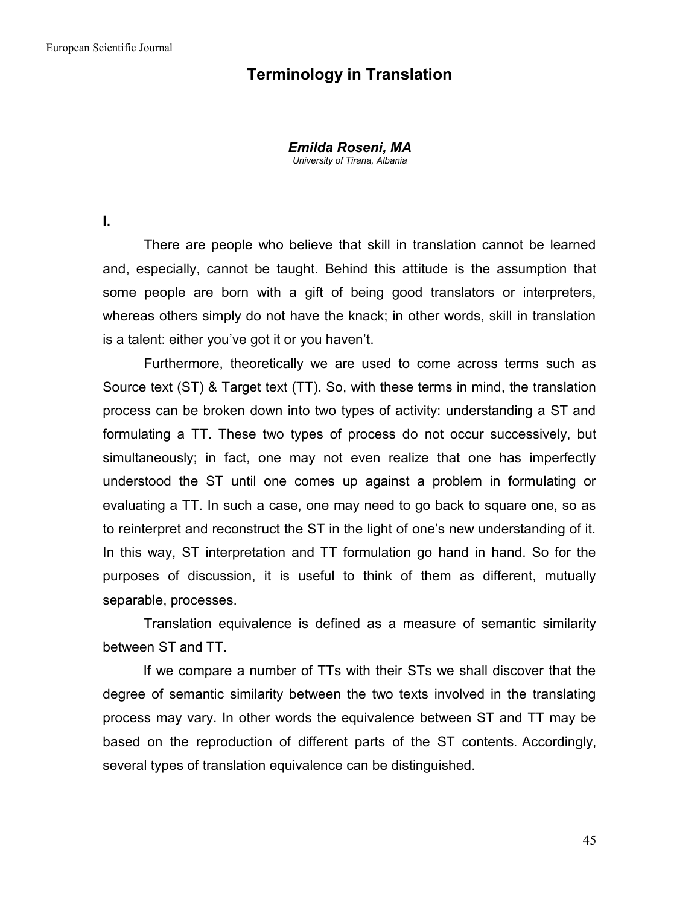# Terminology in Translation

***Emilda Roseni, MA***
*University of Tirana, Albania*

**I.**

There are people who believe that skill in translation cannot be learned and, especially, cannot be taught. Behind this attitude is the assumption that some people are born with a gift of being good translators or interpreters, whereas others simply do not have the knack; in other words, skill in translation is a talent: either you've got it or you haven't.

Furthermore, theoretically we are used to come across terms such as Source text (ST) & Target text (TT). So, with these terms in mind, the translation process can be broken down into two types of activity: understanding a ST and formulating a TT. These two types of process do not occur successively, but simultaneously; in fact, one may not even realize that one has imperfectly understood the ST until one comes up against a problem in formulating or evaluating a TT. In such a case, one may need to go back to square one, so as to reinterpret and reconstruct the ST in the light of one's new understanding of it. In this way, ST interpretation and TT formulation go hand in hand. So for the purposes of discussion, it is useful to think of them as different, mutually separable, processes.

Translation equivalence is defined as a measure of semantic similarity between ST and TT.

If we compare a number of TTs with their STs we shall discover that the degree of semantic similarity between the two texts involved in the translating process may vary. In other words the equivalence between ST and TT may be based on the reproduction of different parts of the ST contents. Accordingly, several types of translation equivalence can be distinguished.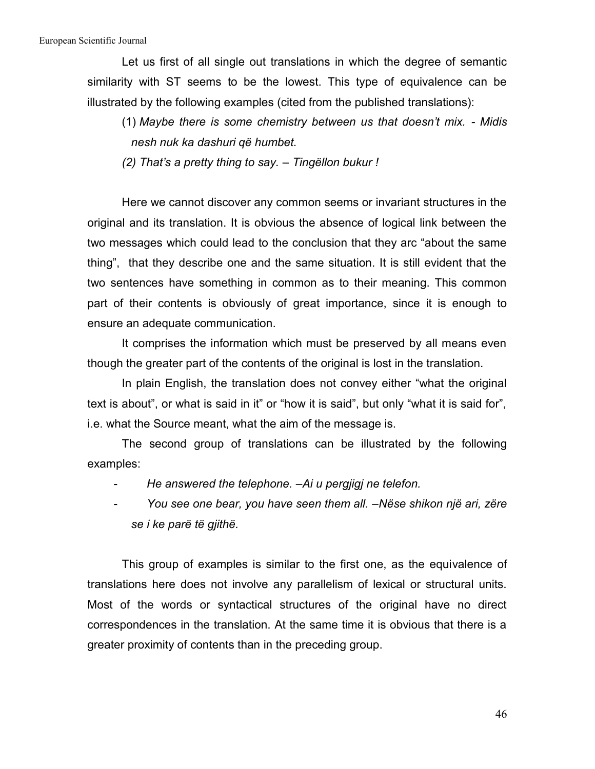Let us first of all single out translations in which the degree of semantic similarity with ST seems to be the lowest. This type of equivalence can be illustrated by the following examples (cited from the published translations):

(1) *Maybe there is some chemistry between us that doesn't mix. - Midis nesh nuk ka dashuri që humbet.*

*(2) That's a pretty thing to say. – Tingëllon bukur !*

Here we cannot discover any common seems or invariant structures in the original and its translation. It is obvious the absence of logical link between the two messages which could lead to the conclusion that they arc "about the same thing", that they describe one and the same situation. It is still evident that the two sentences have something in common as to their meaning. This common part of their contents is obviously of great importance, since it is enough to ensure an adequate communication.

It comprises the information which must be preserved by all means even though the greater part of the contents of the original is lost in the translation.

In plain English, the translation does not convey either "what the original text is about", or what is said in it" or "how it is said", but only "what it is said for", i.e. what the Source meant, what the aim of the message is.

The second group of translations can be illustrated by the following examples:

- *He answered the telephone. –Ai u pergjigj ne telefon.*
- *You see one bear, you have seen them all. –Nëse shikon një ari, zëre se i ke parë të gjithë.*

This group of examples is similar to the first one, as the equivalence of translations here does not involve any parallelism of lexical or structural units. Most of the words or syntactical structures of the original have no direct correspondences in the translation. At the same time it is obvious that there is a greater proximity of contents than in the preceding group.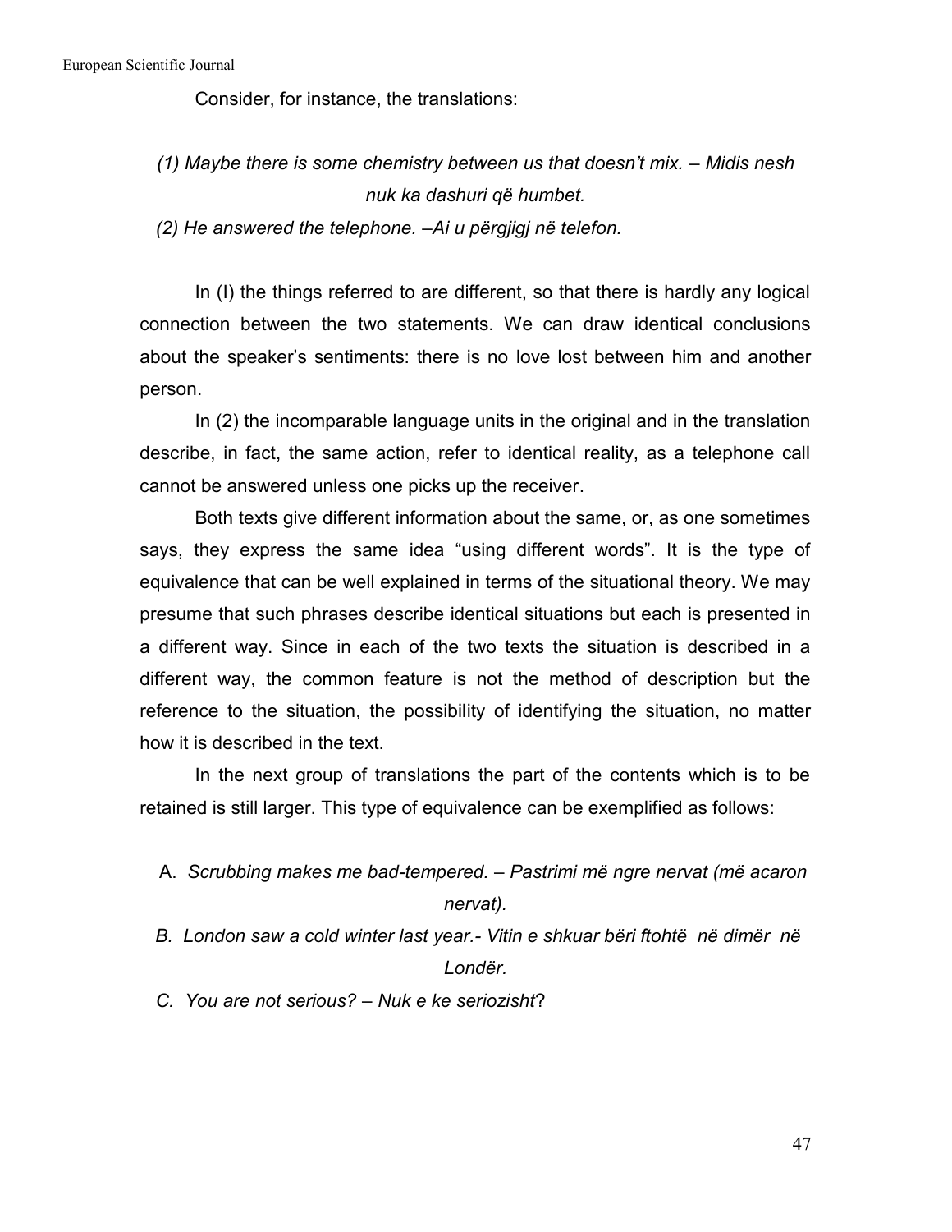Consider, for instance, the translations:

*(1) Maybe there is some chemistry between us that doesn't mix. – Midis nesh nuk ka dashuri që humbet.*

*(2) He answered the telephone. –Ai u përgjigj në telefon.*

In (I) the things referred to are different, so that there is hardly any logical connection between the two statements. We can draw identical conclusions about the speaker's sentiments: there is no love lost between him and another person.

In (2) the incomparable language units in the original and in the translation describe, in fact, the same action, refer to identical reality, as a telephone call cannot be answered unless one picks up the receiver.

Both texts give different information about the same, or, as one sometimes says, they express the same idea "using different words". It is the type of equivalence that can be well explained in terms of the situational theory. We may presume that such phrases describe identical situations but each is presented in a different way. Since in each of the two texts the situation is described in a different way, the common feature is not the method of description but the reference to the situation, the possibility of identifying the situation, no matter how it is described in the text.

In the next group of translations the part of the contents which is to be retained is still larger. This type of equivalence can be exemplified as follows:

A. *Scrubbing makes me bad-tempered. – Pastrimi më ngre nervat (më acaron nervat).*

B. *London saw a cold winter last year.- Vitin e shkuar bëri ftohtë në dimër në Londër.*

C. *You are not serious? – Nuk e ke seriozisht*?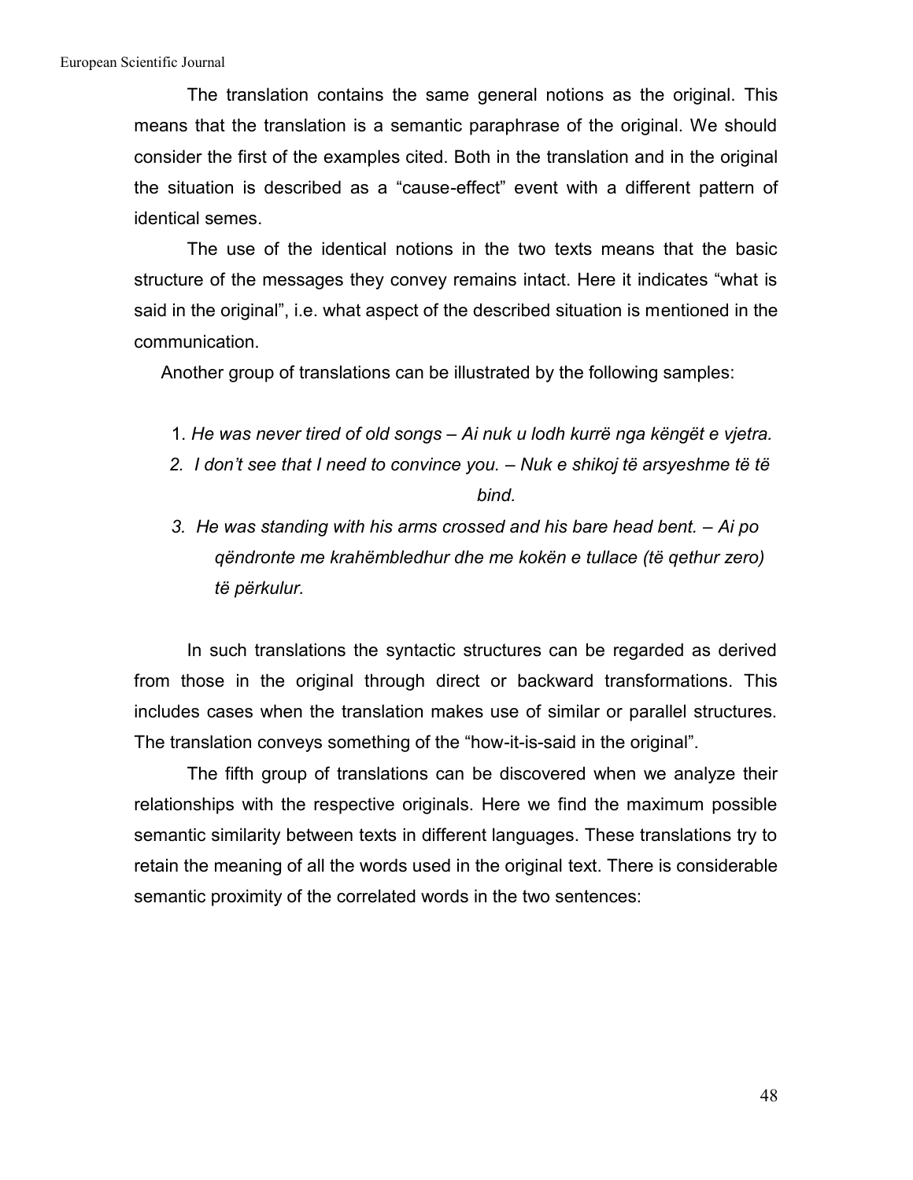The translation contains the same general notions as the original. This means that the translation is a semantic paraphrase of the original. We should consider the first of the examples cited. Both in the translation and in the original the situation is described as a "cause-effect" event with a different pattern of identical semes.

The use of the identical notions in the two texts means that the basic structure of the messages they convey remains intact. Here it indicates "what is said in the original", i.e. what aspect of the described situation is mentioned in the communication.

Another group of translations can be illustrated by the following samples:

1. *He was never tired of old songs – Ai nuk u lodh kurrë nga këngët e vjetra.*
2. *I don't see that I need to convince you. – Nuk e shikoj të arsyeshme të të bind.*
3. *He was standing with his arms crossed and his bare head bent. – Ai po qëndronte me krahëmbledhur dhe me kokën e tullace (të qethur zero) të përkulur.*

In such translations the syntactic structures can be regarded as derived from those in the original through direct or backward transformations. This includes cases when the translation makes use of similar or parallel structures. The translation conveys something of the "how-it-is-said in the original".

The fifth group of translations can be discovered when we analyze their relationships with the respective originals. Here we find the maximum possible semantic similarity between texts in different languages. These translations try to retain the meaning of all the words used in the original text. There is considerable semantic proximity of the correlated words in the two sentences: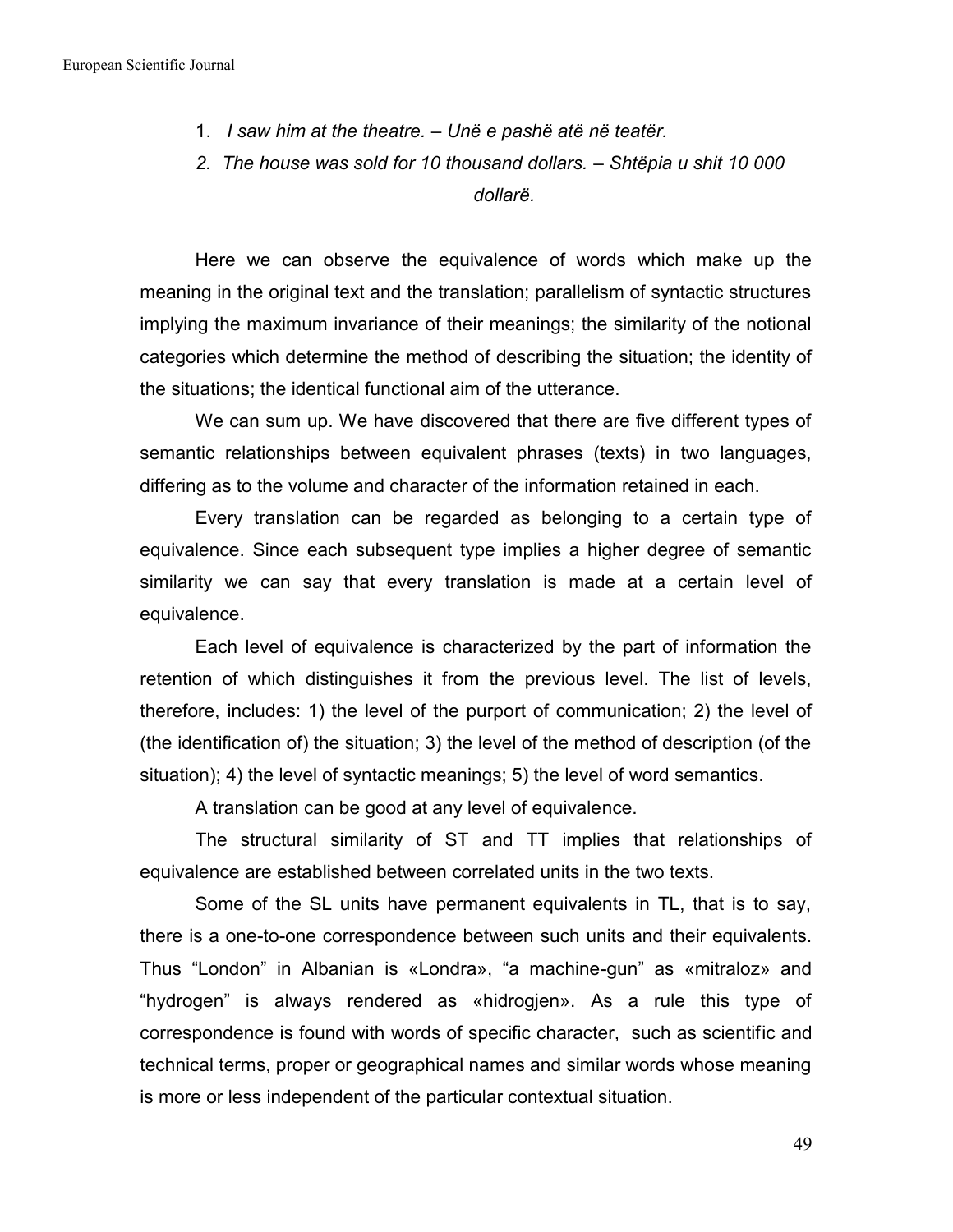1. *I saw him at the theatre. – Unë e pashë atë në teatër.*
2. *The house was sold for 10 thousand dollars. – Shtëpia u shit 10 000 dollarë.*

Here we can observe the equivalence of words which make up the meaning in the original text and the translation; parallelism of syntactic structures implying the maximum invariance of their meanings; the similarity of the notional categories which determine the method of describing the situation; the identity of the situations; the identical functional aim of the utterance.

We can sum up. We have discovered that there are five different types of semantic relationships between equivalent phrases (texts) in two languages, differing as to the volume and character of the information retained in each.

Every translation can be regarded as belonging to a certain type of equivalence. Since each subsequent type implies a higher degree of semantic similarity we can say that every translation is made at a certain level of equivalence.

Each level of equivalence is characterized by the part of information the retention of which distinguishes it from the previous level. The list of levels, therefore, includes: 1) the level of the purport of communication; 2) the level of (the identification of) the situation; 3) the level of the method of description (of the situation); 4) the level of syntactic meanings; 5) the level of word semantics.

A translation can be good at any level of equivalence.

The structural similarity of ST and TT implies that relationships of equivalence are established between correlated units in the two texts.

Some of the SL units have permanent equivalents in TL, that is to say, there is a one-to-one correspondence between such units and their equivalents. Thus "London" in Albanian is «Londra», "a machine-gun" as «mitraloz» and "hydrogen" is always rendered as «hidrogjen». As a rule this type of correspondence is found with words of specific character, such as scientific and technical terms, proper or geographical names and similar words whose meaning is more or less independent of the particular contextual situation.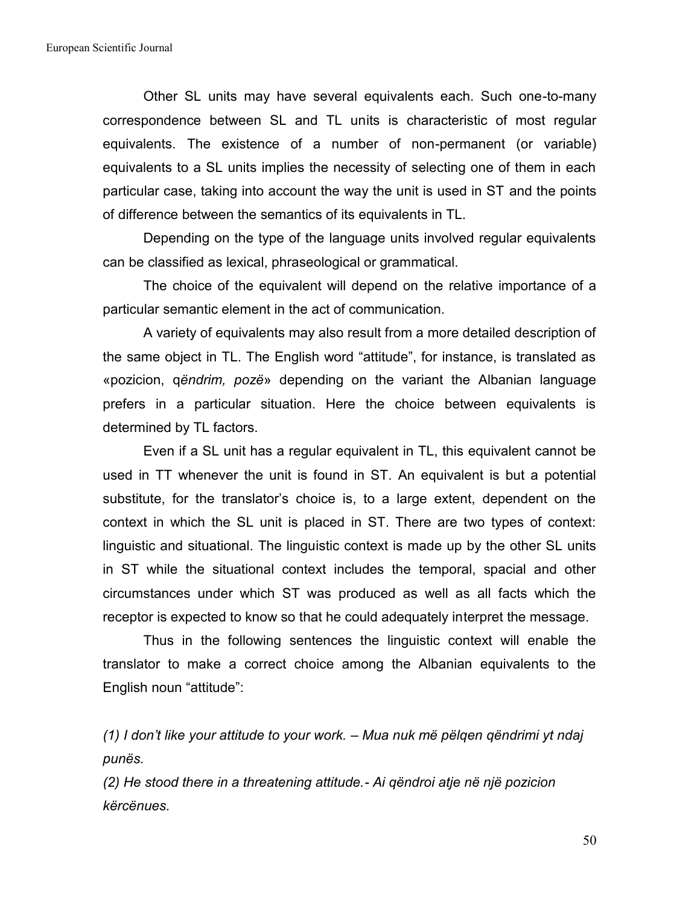Other SL units may have several equivalents each. Such one-to-many correspondence between SL and TL units is characteristic of most regular equivalents. The existence of a number of non-permanent (or variable) equivalents to a SL units implies the necessity of selecting one of them in each particular case, taking into account the way the unit is used in ST and the points of difference between the semantics of its equivalents in TL.

Depending on the type of the language units involved regular equivalents can be classified as lexical, phraseological or grammatical.

The choice of the equivalent will depend on the relative importance of a particular semantic element in the act of communication.

A variety of equivalents may also result from a more detailed description of the same object in TL. The English word "attitude", for instance, is translated as «pozicion, q*ëndrim, pozë*» depending on the variant the Albanian language prefers in a particular situation. Here the choice between equivalents is determined by TL factors.

Even if a SL unit has a regular equivalent in TL, this equivalent cannot be used in TT whenever the unit is found in ST. An equivalent is but a potential substitute, for the translator's choice is, to a large extent, dependent on the context in which the SL unit is placed in ST. There are two types of context: linguistic and situational. The linguistic context is made up by the other SL units in ST while the situational context includes the temporal, spacial and other circumstances under which ST was produced as well as all facts which the receptor is expected to know so that he could adequately interpret the message.

Thus in the following sentences the linguistic context will enable the translator to make a correct choice among the Albanian equivalents to the English noun "attitude":

*(1) I don't like your attitude to your work. – Mua nuk më pëlqen qëndrimi yt ndaj punës.*

*(2) He stood there in a threatening attitude.- Ai qëndroi atje në një pozicion kërcënues.*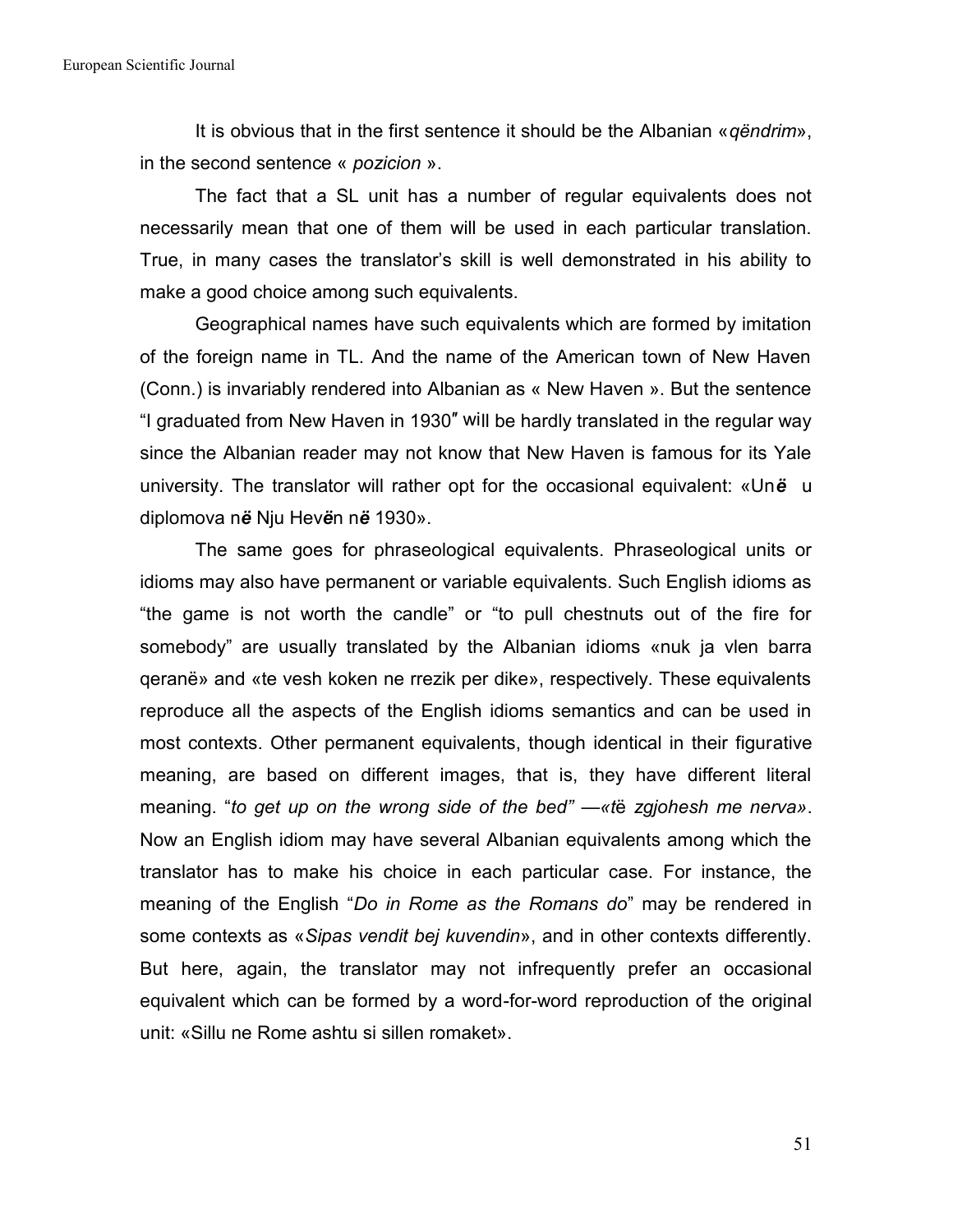It is obvious that in the first sentence it should be the Albanian «*qëndrim*», in the second sentence « *pozicion* ».

The fact that a SL unit has a number of regular equivalents does not necessarily mean that one of them will be used in each particular translation. True, in many cases the translator's skill is well demonstrated in his ability to make a good choice among such equivalents.

Geographical names have such equivalents which are formed by imitation of the foreign name in TL. And the name of the American town of New Haven (Conn.) is invariably rendered into Albanian as « New Haven ». But the sentence "I graduated from New Haven in 1930" will be hardly translated in the regular way since the Albanian reader may not know that New Haven is famous for its Yale university. The translator will rather opt for the occasional equivalent: «Unë u diplomova në Nju Hevën në 1930».

The same goes for phraseological equivalents. Phraseological units or idioms may also have permanent or variable equivalents. Such English idioms as "the game is not worth the candle" or "to pull chestnuts out of the fire for somebody" are usually translated by the Albanian idioms «nuk ja vlen barra qeranë» and «te vesh koken ne rrezik per dike», respectively. These equivalents reproduce all the aspects of the English idioms semantics and can be used in most contexts. Other permanent equivalents, though identical in their figurative meaning, are based on different images, that is, they have different literal meaning. "*to get up on the wrong side of the bed" —«të zgjohesh me nerva»*. Now an English idiom may have several Albanian equivalents among which the translator has to make his choice in each particular case. For instance, the meaning of the English "*Do in Rome as the Romans do*" may be rendered in some contexts as «*Sipas vendit bej kuvendin*», and in other contexts differently. But here, again, the translator may not infrequently prefer an occasional equivalent which can be formed by a word-for-word reproduction of the original unit: «Sillu ne Rome ashtu si sillen romaket».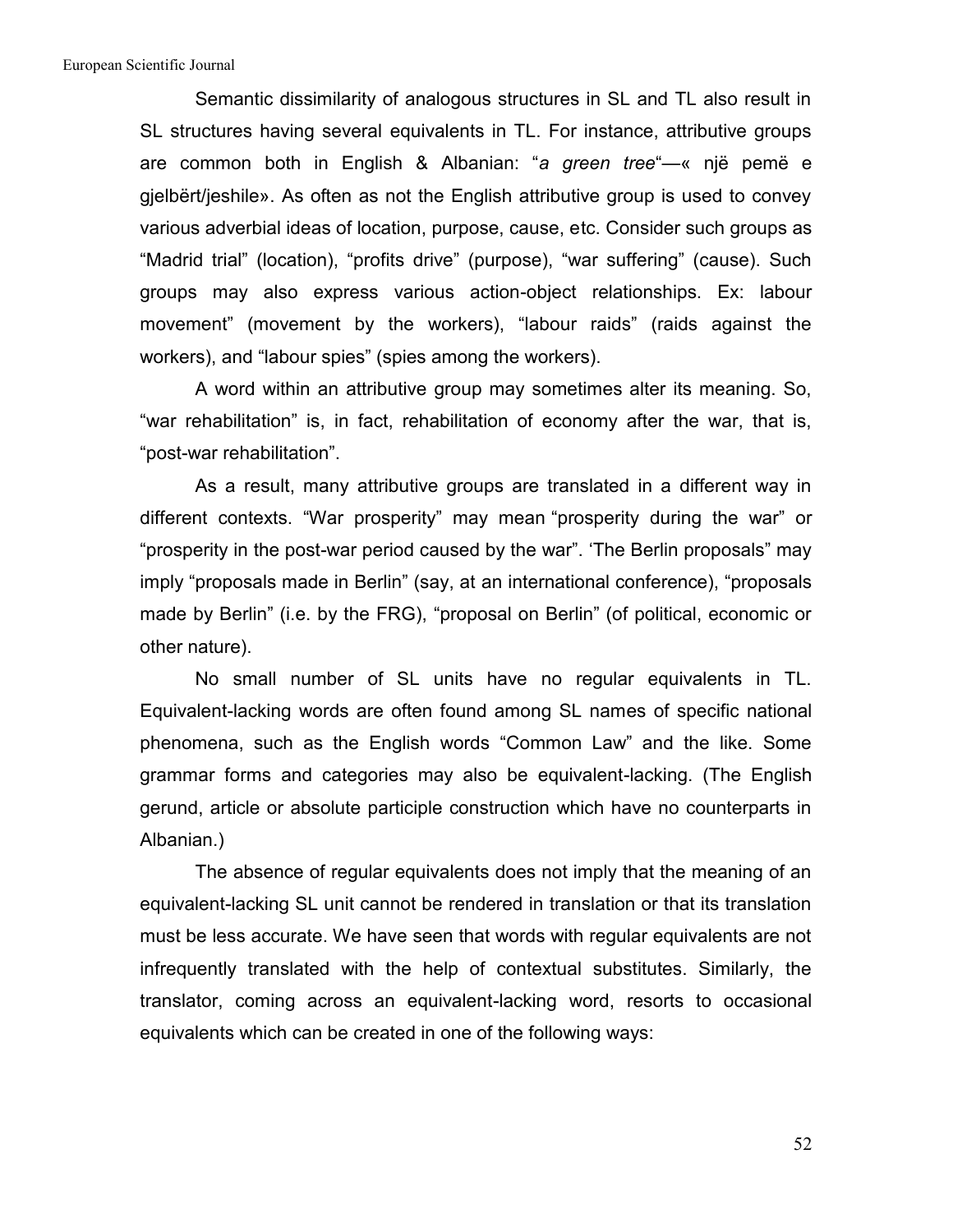Semantic dissimilarity of analogous structures in SL and TL also result in SL structures having several equivalents in TL. For instance, attributive groups are common both in English & Albanian: "*a green tree*"—« një pemë e gjelbërt/jeshile». As often as not the English attributive group is used to convey various adverbial ideas of location, purpose, cause, etc. Consider such groups as "Madrid trial" (location), "profits drive" (purpose), "war suffering" (cause). Such groups may also express various action-object relationships. Ex: labour movement" (movement by the workers), "labour raids" (raids against the workers), and "labour spies" (spies among the workers).

A word within an attributive group may sometimes alter its meaning. So, "war rehabilitation" is, in fact, rehabilitation of economy after the war, that is, "post-war rehabilitation".

As a result, many attributive groups are translated in a different way in different contexts. "War prosperity" may mean "prosperity during the war" or "prosperity in the post-war period caused by the war". 'The Berlin proposals" may imply "proposals made in Berlin" (say, at an international conference), "proposals made by Berlin" (i.e. by the FRG), "proposal on Berlin" (of political, economic or other nature).

No small number of SL units have no regular equivalents in TL. Equivalent-lacking words are often found among SL names of specific national phenomena, such as the English words "Common Law" and the like. Some grammar forms and categories may also be equivalent-lacking. (The English gerund, article or absolute participle construction which have no counterparts in Albanian.)

The absence of regular equivalents does not imply that the meaning of an equivalent-lacking SL unit cannot be rendered in translation or that its translation must be less accurate. We have seen that words with regular equivalents are not infrequently translated with the help of contextual substitutes. Similarly, the translator, coming across an equivalent-lacking word, resorts to occasional equivalents which can be created in one of the following ways: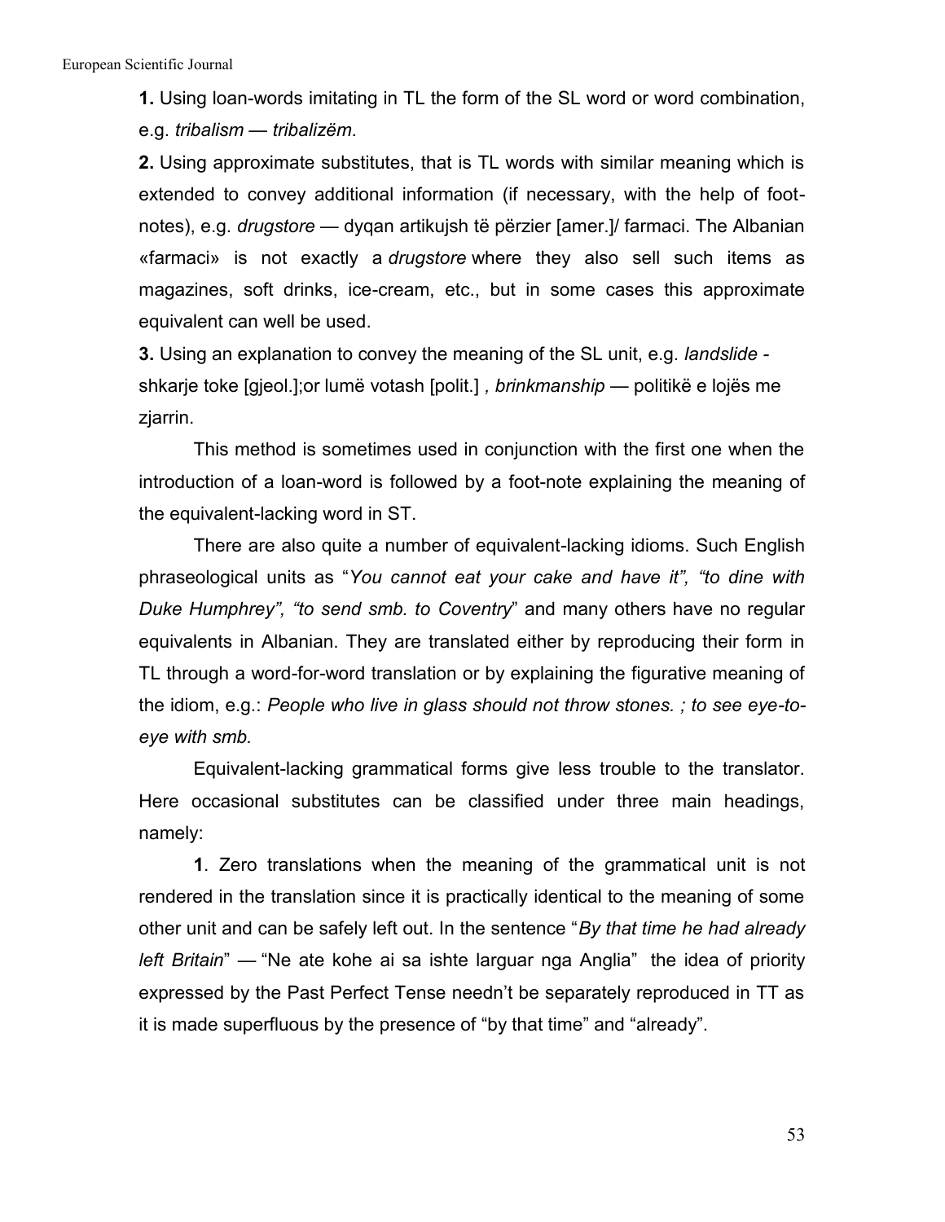**1.** Using loan-words imitating in TL the form of the SL word or word combination, e.g. *tribalism* — *tribalizëm*.

**2.** Using approximate substitutes, that is TL words with similar meaning which is extended to convey additional information (if necessary, with the help of foot-notes), e.g. *drugstore* — dyqan artikujsh të përzier [amer.]/ farmaci. The Albanian «farmaci» is not exactly a *drugstore* where they also sell such items as magazines, soft drinks, ice-cream, etc., but in some cases this approximate equivalent can well be used.

**3.** Using an explanation to convey the meaning of the SL unit, e.g. *landslide* - shkarje toke [gjeol.];or lumë votash [polit.] *, brinkmanship* — politikë e lojës me zjarrin.

This method is sometimes used in conjunction with the first one when the introduction of a loan-word is followed by a foot-note explaining the meaning of the equivalent-lacking word in ST.

There are also quite a number of equivalent-lacking idioms. Such English phraseological units as "*You cannot eat your cake and have it", "to dine with Duke Humphrey", "to send smb. to Coventry*" and many others have no regular equivalents in Albanian. They are translated either by reproducing their form in TL through a word-for-word translation or by explaining the figurative meaning of the idiom, e.g.: *People who live in glass should not throw stones. ; to see eye-to-eye with smb.*

Equivalent-lacking grammatical forms give less trouble to the translator. Here occasional substitutes can be classified under three main headings, namely:

**1**. Zero translations when the meaning of the grammatical unit is not rendered in the translation since it is practically identical to the meaning of some other unit and can be safely left out. In the sentence "*By that time he had already left Britain*" — "Ne ate kohe ai sa ishte larguar nga Anglia" the idea of priority expressed by the Past Perfect Tense needn't be separately reproduced in TT as it is made superfluous by the presence of "by that time" and "already".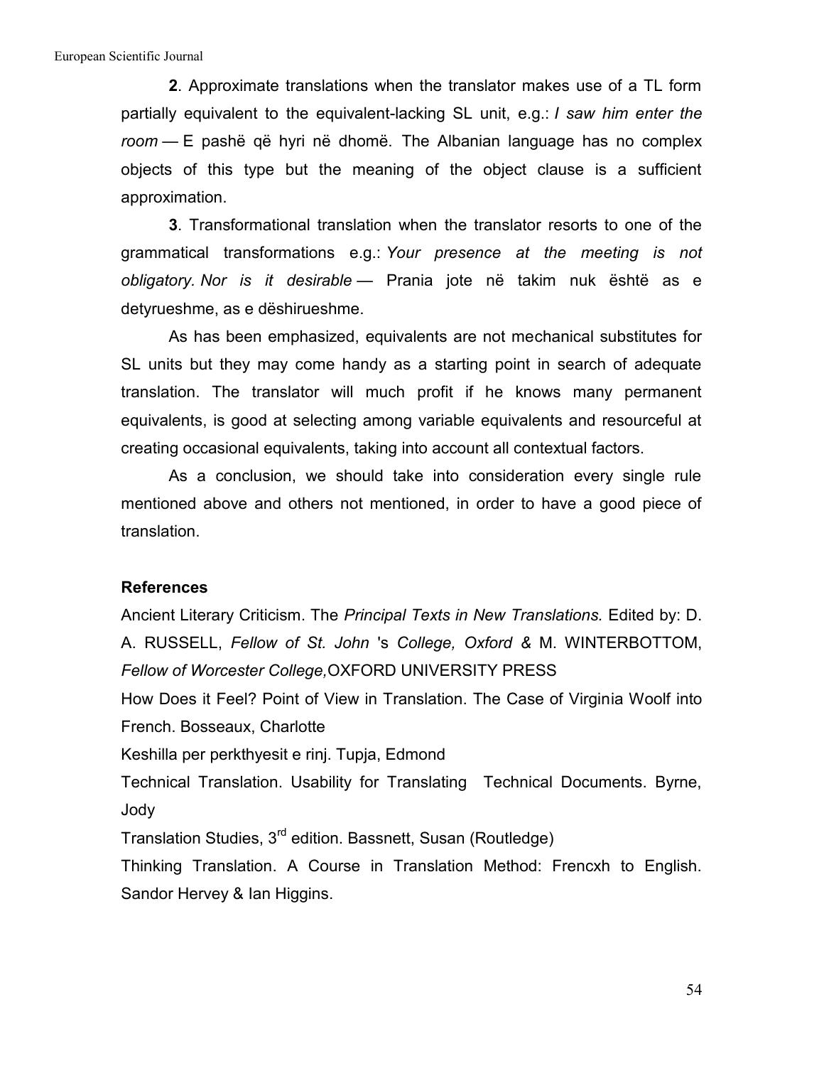**2**. Approximate translations when the translator makes use of a TL form partially equivalent to the equivalent-lacking SL unit, e.g.: *I saw him enter the room* — E pashë që hyri në dhomë. The Albanian language has no complex objects of this type but the meaning of the object clause is a sufficient approximation.

**3**. Transformational translation when the translator resorts to one of the grammatical transformations e.g.: *Your presence at the meeting is not obligatory. Nor is it desirable* — Prania jote në takim nuk është as e detyrueshme, as e dëshirueshme.

As has been emphasized, equivalents are not mechanical substitutes for SL units but they may come handy as a starting point in search of adequate translation. The translator will much profit if he knows many permanent equivalents, is good at selecting among variable equivalents and resourceful at creating occasional equivalents, taking into account all contextual factors.

As a conclusion, we should take into consideration every single rule mentioned above and others not mentioned, in order to have a good piece of translation.

### References

Ancient Literary Criticism. The *Principal Texts in New Translations.* Edited by: D. A. RUSSELL, *Fellow of St. John* 's *College, Oxford &* M. WINTERBOTTOM, *Fellow of Worcester College,*OXFORD UNIVERSITY PRESS

How Does it Feel? Point of View in Translation. The Case of Virginia Woolf into French. Bosseaux, Charlotte

Keshilla per perkthyesit e rinj. Tupja, Edmond

Technical Translation. Usability for Translating Technical Documents. Byrne, Jody

Translation Studies, 3rd edition. Bassnett, Susan (Routledge)

Thinking Translation. A Course in Translation Method: Frencxh to English. Sandor Hervey & Ian Higgins.